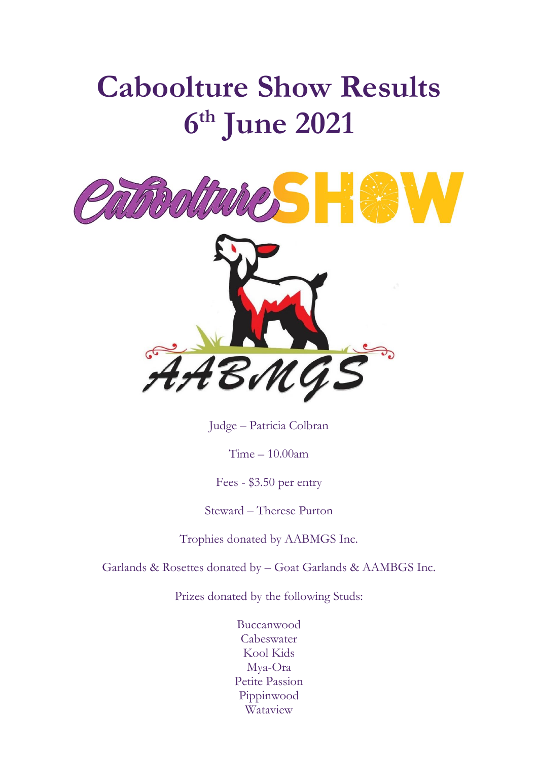# Caboolture Show Results 6th June 2021

Judge – Patricia Colbran

Time – 10.00am

Fees - $3.50 per entry

Steward – Therese Purton

Trophies donated by AABMGS Inc.

Garlands & Rosettes donated by – Goat Garlands & AAMBGS Inc.

Prizes donated by the following Studs:

Buccanwood  
Cabeswater  
Kool Kids  
Mya-Ora  
Petite Passion  
Pippinwood  
Wataview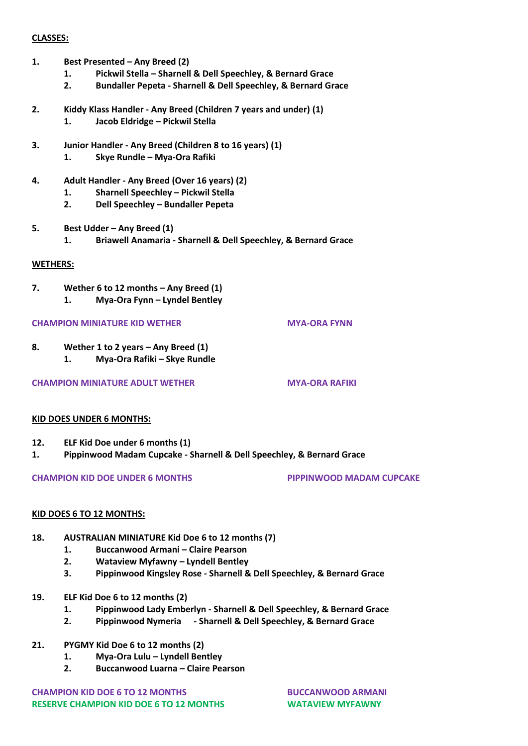**CLASSES:**

**1. Best Presented – Any Breed (2)**

1. **Pickwil Stella – Sharnell & Dell Speechley, & Bernard Grace**
2. **Bundaller Pepeta - Sharnell & Dell Speechley, & Bernard Grace**

**2. Kiddy Klass Handler - Any Breed (Children 7 years and under) (1)**

1. **Jacob Eldridge – Pickwil Stella**

**3. Junior Handler - Any Breed (Children 8 to 16 years) (1)**

1. **Skye Rundle – Mya-Ora Rafiki**

**4. Adult Handler - Any Breed (Over 16 years) (2)**

1. **Sharnell Speechley – Pickwil Stella**
2. **Dell Speechley – Bundaller Pepeta**

**5. Best Udder – Any Breed (1)**

1. **Briawell Anamaria - Sharnell & Dell Speechley, & Bernard Grace**

**WETHERS:**

**7. Wether 6 to 12 months – Any Breed (1)**

1. **Mya-Ora Fynn – Lyndel Bentley**

**CHAMPION MINIATURE KID WETHER** **MYA-ORA FYNN**

**8. Wether 1 to 2 years – Any Breed (1)**

1. **Mya-Ora Rafiki – Skye Rundle**

**CHAMPION MINIATURE ADULT WETHER** **MYA-ORA RAFIKI**

**KID DOES UNDER 6 MONTHS:**

**12. ELF Kid Doe under 6 months (1)**

**1. Pippinwood Madam Cupcake - Sharnell & Dell Speechley, & Bernard Grace**

**CHAMPION KID DOE UNDER 6 MONTHS** **PIPPINWOOD MADAM CUPCAKE**

**KID DOES 6 TO 12 MONTHS:**

**18. AUSTRALIAN MINIATURE Kid Doe 6 to 12 months (7)**

1. **Buccanwood Armani – Claire Pearson**
2. **Wataview Myfawny – Lyndell Bentley**
3. **Pippinwood Kingsley Rose - Sharnell & Dell Speechley, & Bernard Grace**

**19. ELF Kid Doe 6 to 12 months (2)**

1. **Pippinwood Lady Emberlyn - Sharnell & Dell Speechley, & Bernard Grace**
2. **Pippinwood Nymeria - Sharnell & Dell Speechley, & Bernard Grace**

**21. PYGMY Kid Doe 6 to 12 months (2)**

1. **Mya-Ora Lulu – Lyndell Bentley**
2. **Buccanwood Luarna – Claire Pearson**

**CHAMPION KID DOE 6 TO 12 MONTHS** **BUCCANWOOD ARMANI**

**RESERVE CHAMPION KID DOE 6 TO 12 MONTHS** **WATAVIEW MYFAWNY**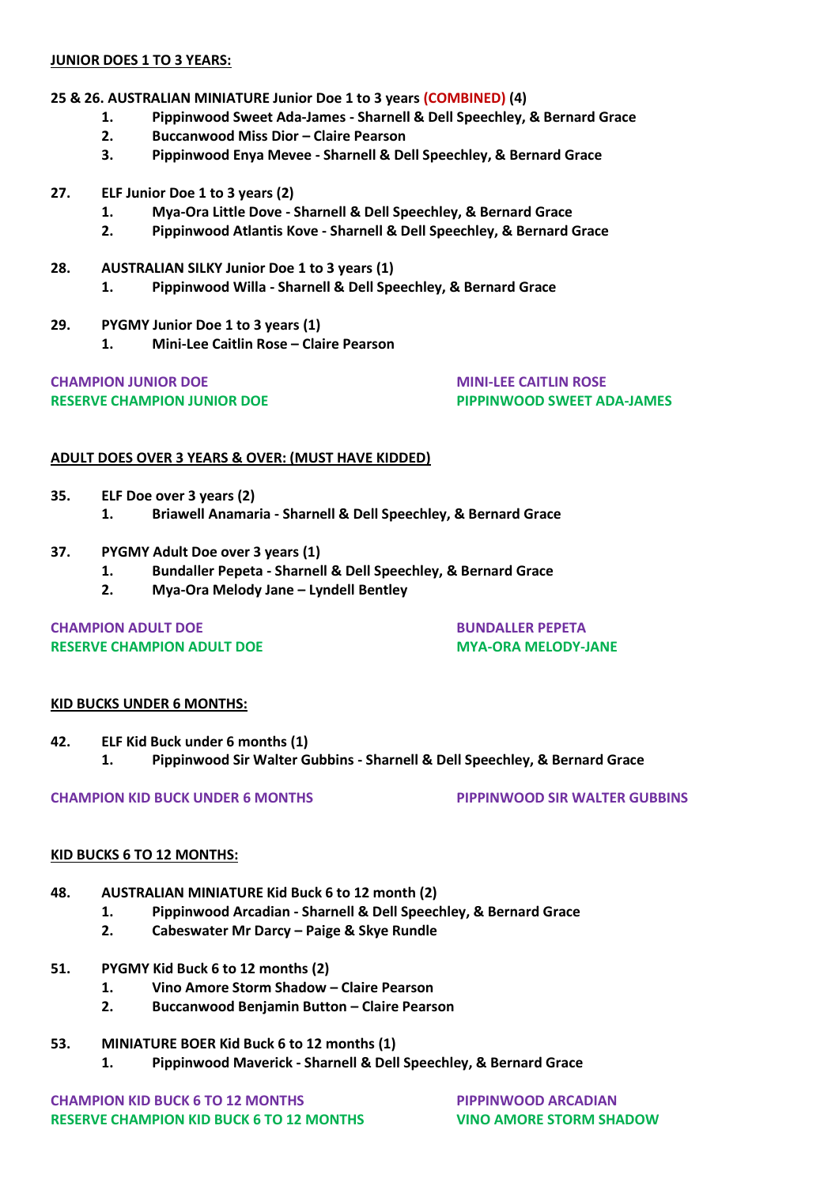**JUNIOR DOES 1 TO 3 YEARS:**

**25 & 26. AUSTRALIAN MINIATURE Junior Doe 1 to 3 years (COMBINED) (4)**

1. **Pippinwood Sweet Ada-James - Sharnell & Dell Speechley, & Bernard Grace**
2. **Buccanwood Miss Dior – Claire Pearson**
3. **Pippinwood Enya Mevee - Sharnell & Dell Speechley, & Bernard Grace**

**27. ELF Junior Doe 1 to 3 years (2)**

1. **Mya-Ora Little Dove - Sharnell & Dell Speechley, & Bernard Grace**
2. **Pippinwood Atlantis Kove - Sharnell & Dell Speechley, & Bernard Grace**

**28. AUSTRALIAN SILKY Junior Doe 1 to 3 years (1)**

1. **Pippinwood Willa - Sharnell & Dell Speechley, & Bernard Grace**

**29. PYGMY Junior Doe 1 to 3 years (1)**

1. **Mini-Lee Caitlin Rose – Claire Pearson**

**CHAMPION JUNIOR DOE** — **MINI-LEE CAITLIN ROSE**

**RESERVE CHAMPION JUNIOR DOE** — **PIPPINWOOD SWEET ADA-JAMES**

**ADULT DOES OVER 3 YEARS & OVER: (MUST HAVE KIDDED)**

**35. ELF Doe over 3 years (2)**

1. **Briawell Anamaria - Sharnell & Dell Speechley, & Bernard Grace**

**37. PYGMY Adult Doe over 3 years (1)**

1. **Bundaller Pepeta - Sharnell & Dell Speechley, & Bernard Grace**
2. **Mya-Ora Melody Jane – Lyndell Bentley**

**CHAMPION ADULT DOE** — **BUNDALLER PEPETA**

**RESERVE CHAMPION ADULT DOE** — **MYA-ORA MELODY-JANE**

**KID BUCKS UNDER 6 MONTHS:**

**42. ELF Kid Buck under 6 months (1)**

1. **Pippinwood Sir Walter Gubbins - Sharnell & Dell Speechley, & Bernard Grace**

**CHAMPION KID BUCK UNDER 6 MONTHS** — **PIPPINWOOD SIR WALTER GUBBINS**

**KID BUCKS 6 TO 12 MONTHS:**

**48. AUSTRALIAN MINIATURE Kid Buck 6 to 12 month (2)**

1. **Pippinwood Arcadian - Sharnell & Dell Speechley, & Bernard Grace**
2. **Cabeswater Mr Darcy – Paige & Skye Rundle**

**51. PYGMY Kid Buck 6 to 12 months (2)**

1. **Vino Amore Storm Shadow – Claire Pearson**
2. **Buccanwood Benjamin Button – Claire Pearson**

**53. MINIATURE BOER Kid Buck 6 to 12 months (1)**

1. **Pippinwood Maverick - Sharnell & Dell Speechley, & Bernard Grace**

**CHAMPION KID BUCK 6 TO 12 MONTHS** — **PIPPINWOOD ARCADIAN**

**RESERVE CHAMPION KID BUCK 6 TO 12 MONTHS** — **VINO AMORE STORM SHADOW**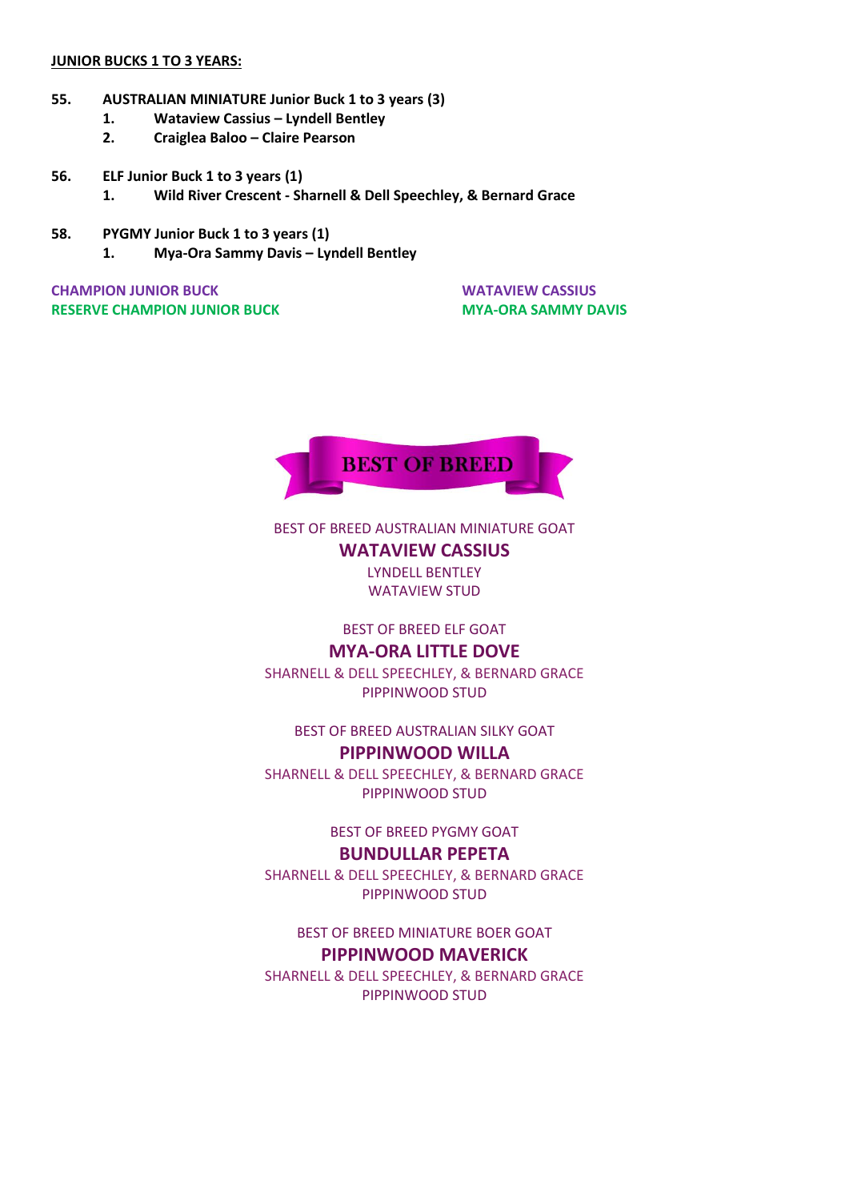**JUNIOR BUCKS 1 TO 3 YEARS:**

**55. AUSTRALIAN MINIATURE Junior Buck 1 to 3 years (3)**
1. **Wataview Cassius – Lyndell Bentley**
2. **Craiglea Baloo – Claire Pearson**

**56. ELF Junior Buck 1 to 3 years (1)**
1. **Wild River Crescent - Sharnell & Dell Speechley, & Bernard Grace**

**58. PYGMY Junior Buck 1 to 3 years (1)**
1. **Mya-Ora Sammy Davis – Lyndell Bentley**

**CHAMPION JUNIOR BUCK** — **WATAVIEW CASSIUS**
**RESERVE CHAMPION JUNIOR BUCK** — **MYA-ORA SAMMY DAVIS**

## BEST OF BREED

BEST OF BREED AUSTRALIAN MINIATURE GOAT
**WATAVIEW CASSIUS**
LYNDELL BENTLEY
WATAVIEW STUD

BEST OF BREED ELF GOAT
**MYA-ORA LITTLE DOVE**
SHARNELL & DELL SPEECHLEY, & BERNARD GRACE
PIPPINWOOD STUD

BEST OF BREED AUSTRALIAN SILKY GOAT
**PIPPINWOOD WILLA**
SHARNELL & DELL SPEECHLEY, & BERNARD GRACE
PIPPINWOOD STUD

BEST OF BREED PYGMY GOAT
**BUNDULLAR PEPETA**
SHARNELL & DELL SPEECHLEY, & BERNARD GRACE
PIPPINWOOD STUD

BEST OF BREED MINIATURE BOER GOAT
**PIPPINWOOD MAVERICK**
SHARNELL & DELL SPEECHLEY, & BERNARD GRACE
PIPPINWOOD STUD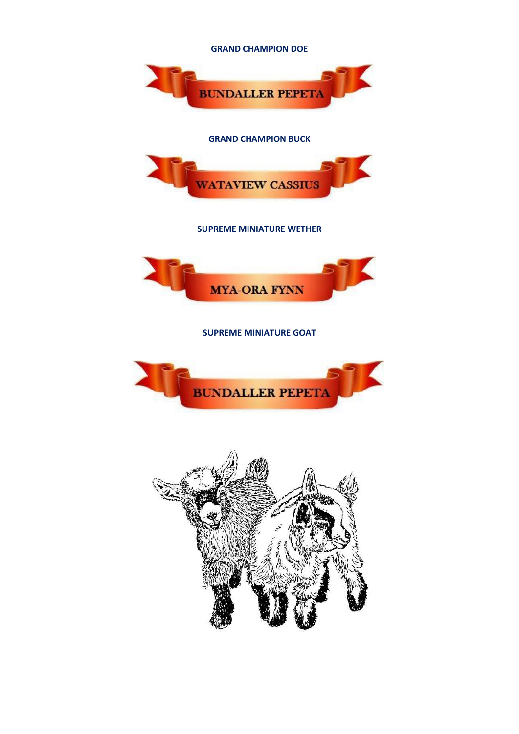**GRAND CHAMPION DOE**

BUNDALLER PEPETA

**GRAND CHAMPION BUCK**

WATAVIEW CASSIUS

**SUPREME MINIATURE WETHER**

MYA-ORA FYNN

**SUPREME MINIATURE GOAT**

BUNDALLER PEPETA